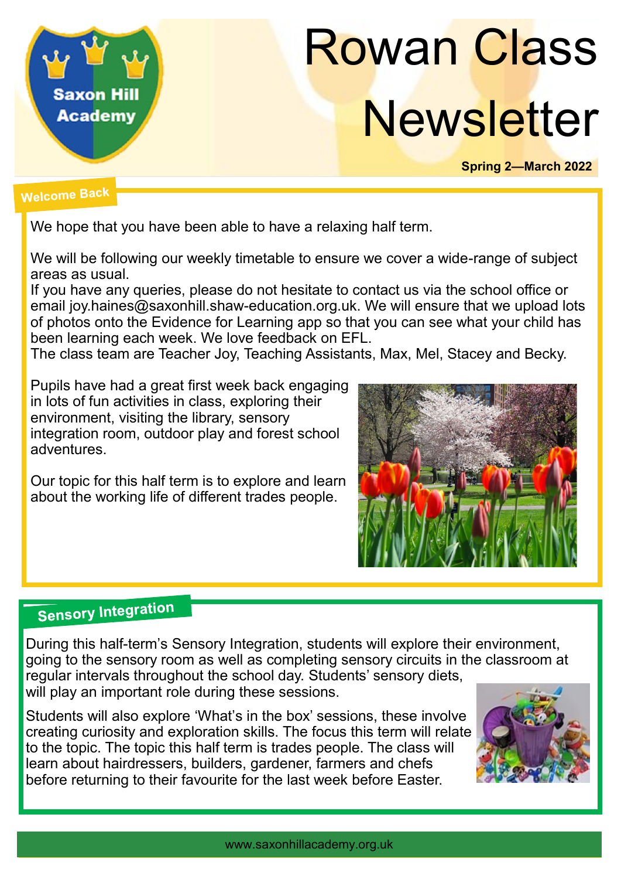Saxon Hill Academy

# Rowan Class Newsletter

**Spring 2—March 2022**

## Welcome Back

We hope that you have been able to have a relaxing half term.

We will be following our weekly timetable to ensure we cover a wide-range of subject areas as usual.
If you have any queries, please do not hesitate to contact us via the school office or email joy.haines@saxonhill.shaw-education.org.uk. We will ensure that we upload lots of photos onto the Evidence for Learning app so that you can see what your child has been learning each week. We love feedback on EFL.
The class team are Teacher Joy, Teaching Assistants, Max, Mel, Stacey and Becky.

Pupils have had a great first week back engaging in lots of fun activities in class, exploring their environment, visiting the library, sensory integration room, outdoor play and forest school adventures.

Our topic for this half term is to explore and learn about the working life of different trades people.

## Sensory Integration

During this half-term's Sensory Integration, students will explore their environment, going to the sensory room as well as completing sensory circuits in the classroom at regular intervals throughout the school day. Students' sensory diets, will play an important role during these sessions.

Students will also explore 'What's in the box' sessions, these involve creating curiosity and exploration skills. The focus this term will relate to the topic. The topic this half term is trades people. The class will learn about hairdressers, builders, gardener, farmers and chefs before returning to their favourite for the last week before Easter.

www.saxonhillacademy.org.uk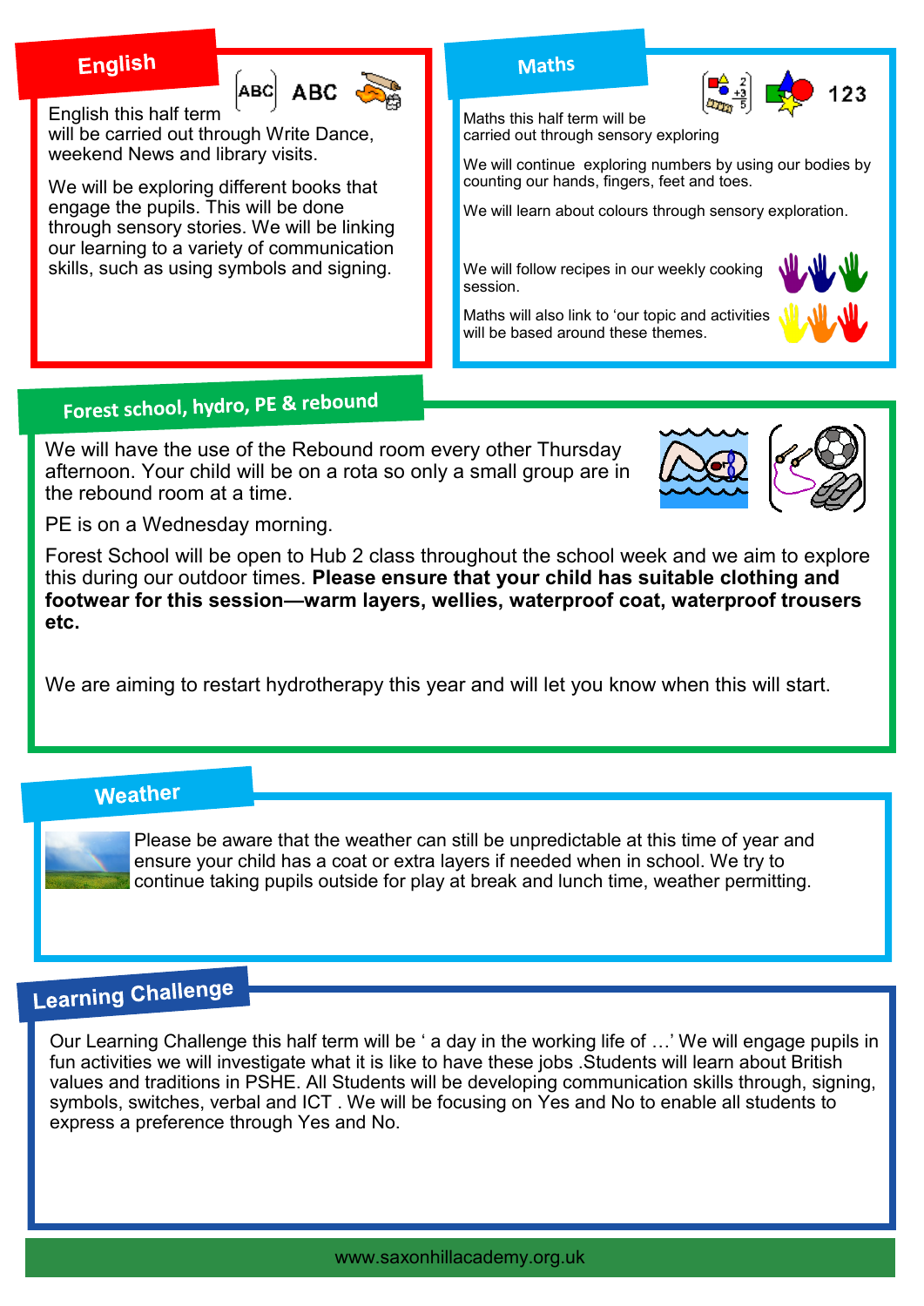## English

English this half term will be carried out through Write Dance, weekend News and library visits.

We will be exploring different books that engage the pupils. This will be done through sensory stories. We will be linking our learning to a variety of communication skills, such as using symbols and signing.

## Maths

Maths this half term will be carried out through sensory exploring

We will continue exploring numbers by using our bodies by counting our hands, fingers, feet and toes.

We will learn about colours through sensory exploration.

We will follow recipes in our weekly cooking session.

Maths will also link to 'our topic and activities will be based around these themes.

## Forest school, hydro, PE & rebound

We will have the use of the Rebound room every other Thursday afternoon. Your child will be on a rota so only a small group are in the rebound room at a time.

PE is on a Wednesday morning.

Forest School will be open to Hub 2 class throughout the school week and we aim to explore this during our outdoor times. **Please ensure that your child has suitable clothing and footwear for this session—warm layers, wellies, waterproof coat, waterproof trousers etc.**

We are aiming to restart hydrotherapy this year and will let you know when this will start.

## Weather

Please be aware that the weather can still be unpredictable at this time of year and ensure your child has a coat or extra layers if needed when in school. We try to continue taking pupils outside for play at break and lunch time, weather permitting.

## Learning Challenge

Our Learning Challenge this half term will be ' a day in the working life of …' We will engage pupils in fun activities we will investigate what it is like to have these jobs .Students will learn about British values and traditions in PSHE. All Students will be developing communication skills through, signing, symbols, switches, verbal and ICT . We will be focusing on Yes and No to enable all students to express a preference through Yes and No.

www.saxonhillacademy.org.uk